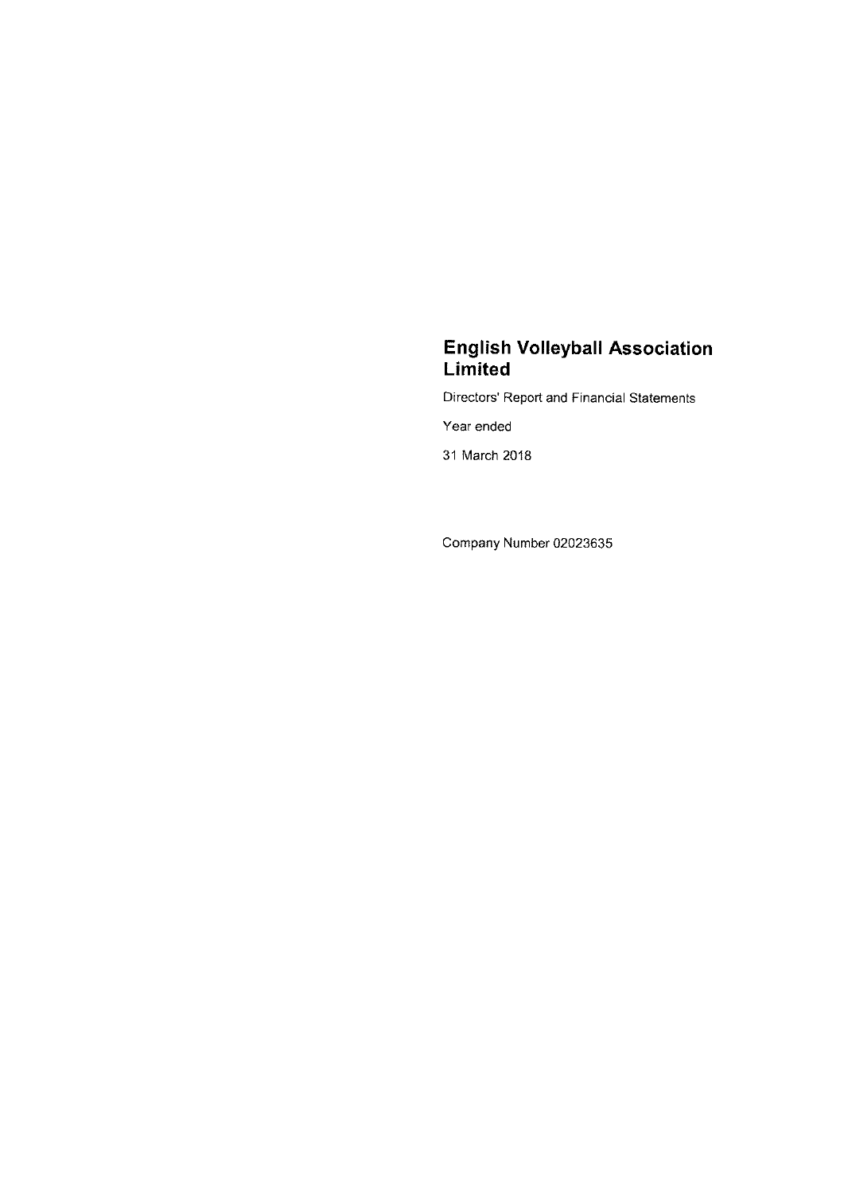# English Volleyball Association Limited

Directors' Report and Financial Statements

Year ended

31 March 2018

Company Number 02023635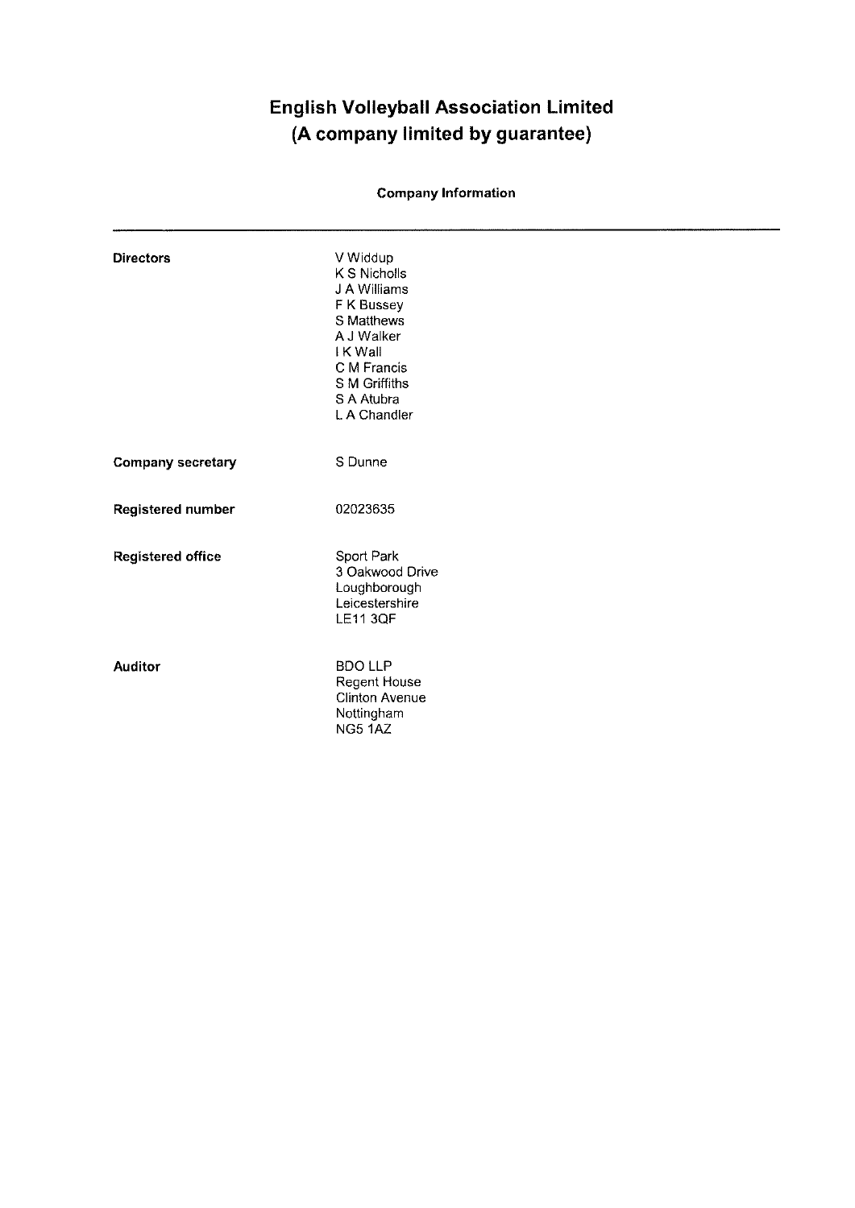# English Volleyball Association Limited
# (A company limited by guarantee)

**Company Information**

---

| | |
|---|---|
| **Directors** | V Widdup<br>K S Nicholls<br>J A Williams<br>F K Bussey<br>S Matthews<br>A J Walker<br>I K Wall<br>C M Francis<br>S M Griffiths<br>S A Atubra<br>L A Chandler |
| **Company secretary** | S Dunne |
| **Registered number** | 02023635 |
| **Registered office** | Sport Park<br>3 Oakwood Drive<br>Loughborough<br>Leicestershire<br>LE11 3QF |
| **Auditor** | BDO LLP<br>Regent House<br>Clinton Avenue<br>Nottingham<br>NG5 1AZ |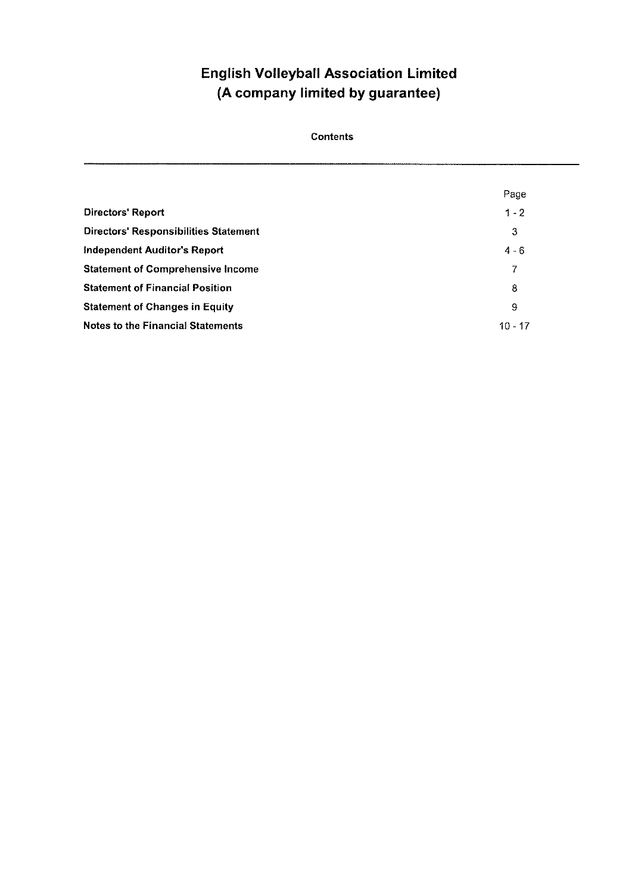# English Volleyball Association Limited
# (A company limited by guarantee)

**Contents**

| | Page |
|---|---|
| **Directors' Report** | 1 - 2 |
| **Directors' Responsibilities Statement** | 3 |
| **Independent Auditor's Report** | 4 - 6 |
| **Statement of Comprehensive Income** | 7 |
| **Statement of Financial Position** | 8 |
| **Statement of Changes in Equity** | 9 |
| **Notes to the Financial Statements** | 10 - 17 |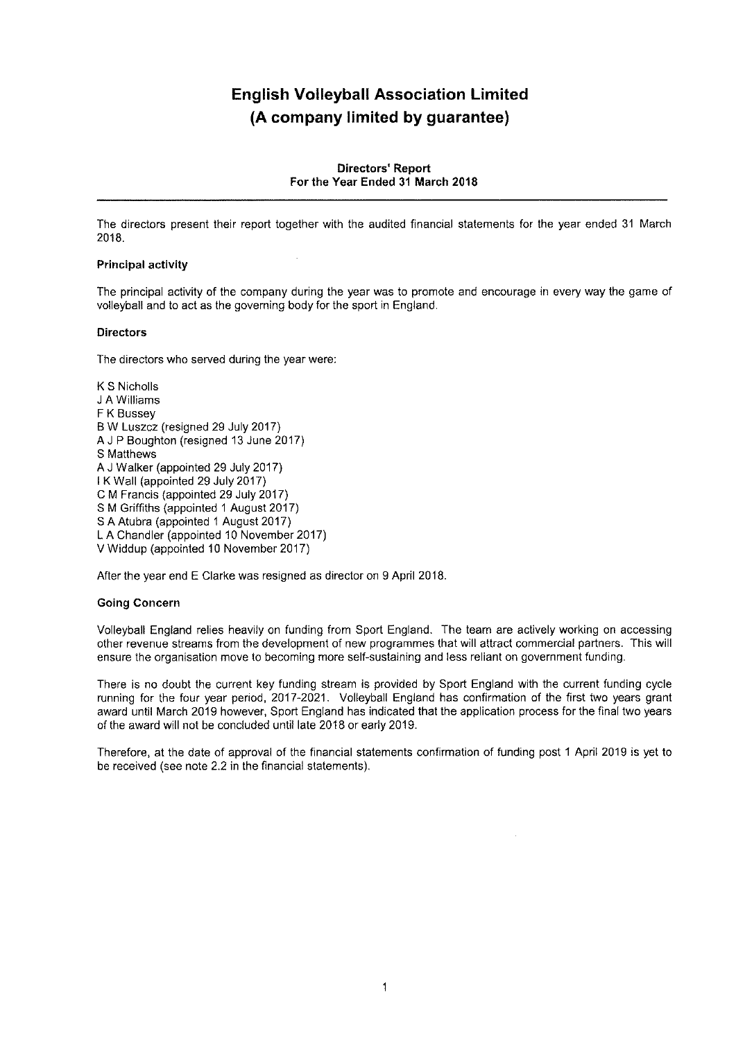# English Volleyball Association Limited
# (A company limited by guarantee)

## Directors' Report
## For the Year Ended 31 March 2018

The directors present their report together with the audited financial statements for the year ended 31 March 2018.

### Principal activity

The principal activity of the company during the year was to promote and encourage in every way the game of volleyball and to act as the governing body for the sport in England.

### Directors

The directors who served during the year were:

K S Nicholls
J A Williams
F K Bussey
B W Luszcz (resigned 29 July 2017)
A J P Boughton (resigned 13 June 2017)
S Matthews
A J Walker (appointed 29 July 2017)
I K Wall (appointed 29 July 2017)
C M Francis (appointed 29 July 2017)
S M Griffiths (appointed 1 August 2017)
S A Atubra (appointed 1 August 2017)
L A Chandler (appointed 10 November 2017)
V Widdup (appointed 10 November 2017)

After the year end E Clarke was resigned as director on 9 April 2018.

### Going Concern

Volleyball England relies heavily on funding from Sport England. The team are actively working on accessing other revenue streams from the development of new programmes that will attract commercial partners. This will ensure the organisation move to becoming more self-sustaining and less reliant on government funding.

There is no doubt the current key funding stream is provided by Sport England with the current funding cycle running for the four year period, 2017-2021. Volleyball England has confirmation of the first two years grant award until March 2019 however, Sport England has indicated that the application process for the final two years of the award will not be concluded until late 2018 or early 2019.

Therefore, at the date of approval of the financial statements confirmation of funding post 1 April 2019 is yet to be received (see note 2.2 in the financial statements).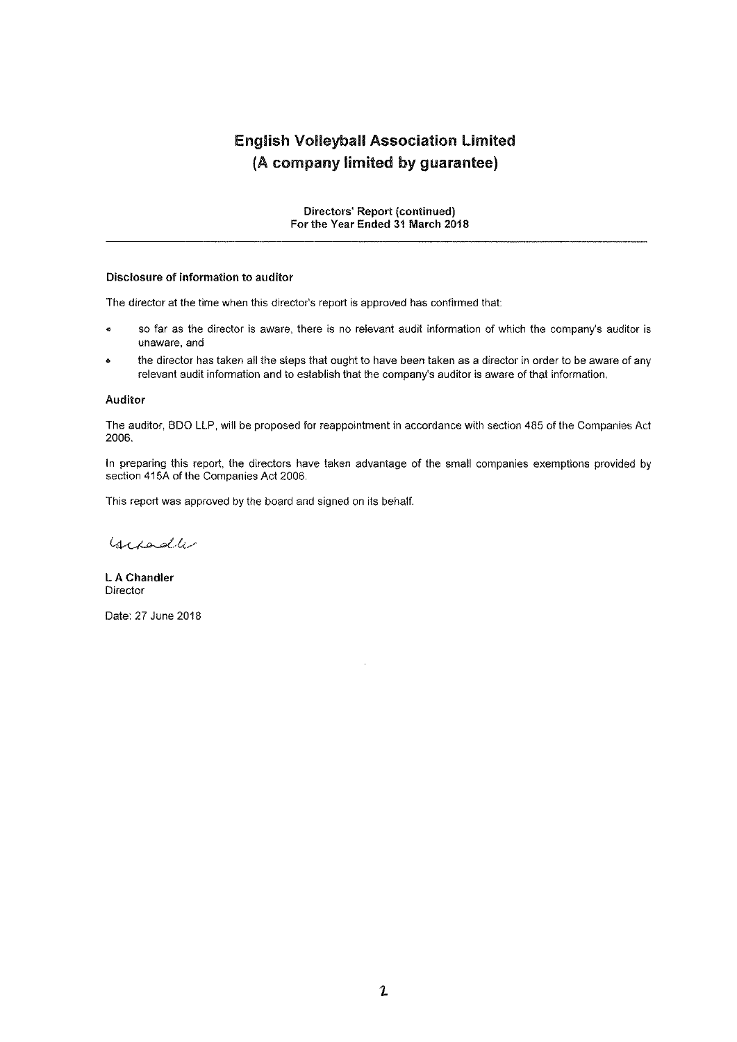# English Volleyball Association Limited
# (A company limited by guarantee)

**Directors' Report (continued)**
**For the Year Ended 31 March 2018**

---

### Disclosure of information to auditor

The director at the time when this director's report is approved has confirmed that:

- so far as the director is aware, there is no relevant audit information of which the company's auditor is unaware, and
- the director has taken all the steps that ought to have been taken as a director in order to be aware of any relevant audit information and to establish that the company's auditor is aware of that information.

### Auditor

The auditor, BDO LLP, will be proposed for reappointment in accordance with section 485 of the Companies Act 2006.

In preparing this report, the directors have taken advantage of the small companies exemptions provided by section 415A of the Companies Act 2006.

This report was approved by the board and signed on its behalf.

**L A Chandler**
Director

Date: 27 June 2018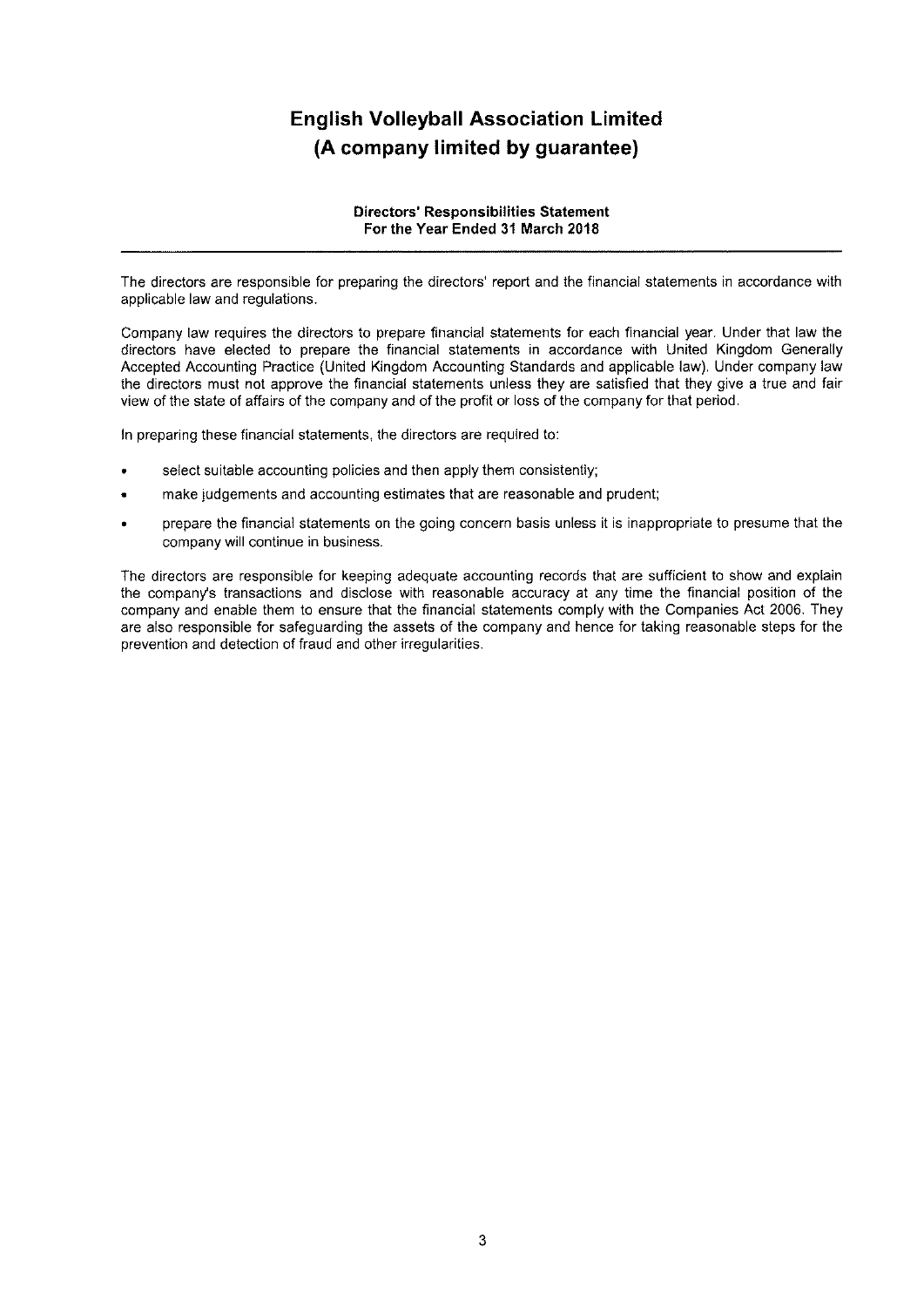# English Volleyball Association Limited
# (A company limited by guarantee)

**Directors' Responsibilities Statement**
**For the Year Ended 31 March 2018**

---

The directors are responsible for preparing the directors' report and the financial statements in accordance with applicable law and regulations.

Company law requires the directors to prepare financial statements for each financial year. Under that law the directors have elected to prepare the financial statements in accordance with United Kingdom Generally Accepted Accounting Practice (United Kingdom Accounting Standards and applicable law). Under company law the directors must not approve the financial statements unless they are satisfied that they give a true and fair view of the state of affairs of the company and of the profit or loss of the company for that period.

In preparing these financial statements, the directors are required to:

- select suitable accounting policies and then apply them consistently;
- make judgements and accounting estimates that are reasonable and prudent;
- prepare the financial statements on the going concern basis unless it is inappropriate to presume that the company will continue in business.

The directors are responsible for keeping adequate accounting records that are sufficient to show and explain the company's transactions and disclose with reasonable accuracy at any time the financial position of the company and enable them to ensure that the financial statements comply with the Companies Act 2006. They are also responsible for safeguarding the assets of the company and hence for taking reasonable steps for the prevention and detection of fraud and other irregularities.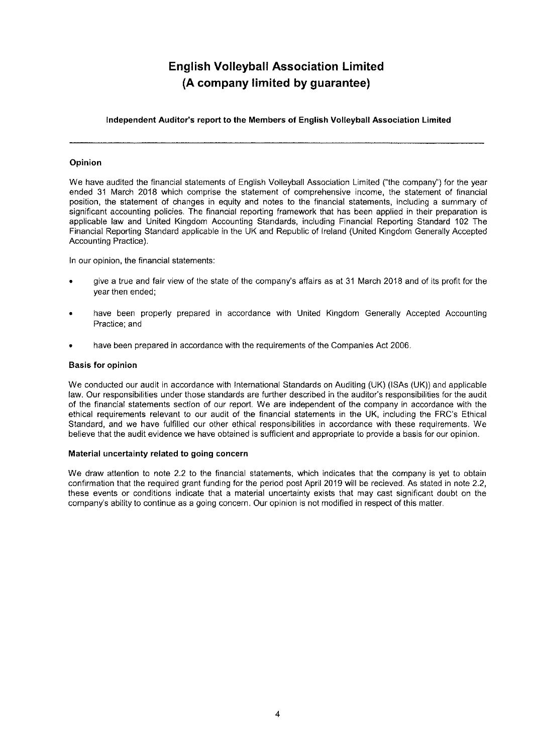# English Volleyball Association Limited
# (A company limited by guarantee)

### Independent Auditor's report to the Members of English Volleyball Association Limited

---

#### Opinion

We have audited the financial statements of English Volleyball Association Limited ("the company") for the year ended 31 March 2018 which comprise the statement of comprehensive income, the statement of financial position, the statement of changes in equity and notes to the financial statements, including a summary of significant accounting policies. The financial reporting framework that has been applied in their preparation is applicable law and United Kingdom Accounting Standards, including Financial Reporting Standard 102 The Financial Reporting Standard applicable in the UK and Republic of Ireland (United Kingdom Generally Accepted Accounting Practice).

In our opinion, the financial statements:

- give a true and fair view of the state of the company's affairs as at 31 March 2018 and of its profit for the year then ended;
- have been properly prepared in accordance with United Kingdom Generally Accepted Accounting Practice; and
- have been prepared in accordance with the requirements of the Companies Act 2006.

#### Basis for opinion

We conducted our audit in accordance with International Standards on Auditing (UK) (ISAs (UK)) and applicable law. Our responsibilities under those standards are further described in the auditor's responsibilities for the audit of the financial statements section of our report. We are independent of the company in accordance with the ethical requirements relevant to our audit of the financial statements in the UK, including the FRC's Ethical Standard, and we have fulfilled our other ethical responsibilities in accordance with these requirements. We believe that the audit evidence we have obtained is sufficient and appropriate to provide a basis for our opinion.

#### Material uncertainty related to going concern

We draw attention to note 2.2 to the financial statements, which indicates that the company is yet to obtain confirmation that the required grant funding for the period post April 2019 will be recieved. As stated in note 2.2, these events or conditions indicate that a material uncertainty exists that may cast significant doubt on the company's ability to continue as a going concern. Our opinion is not modified in respect of this matter.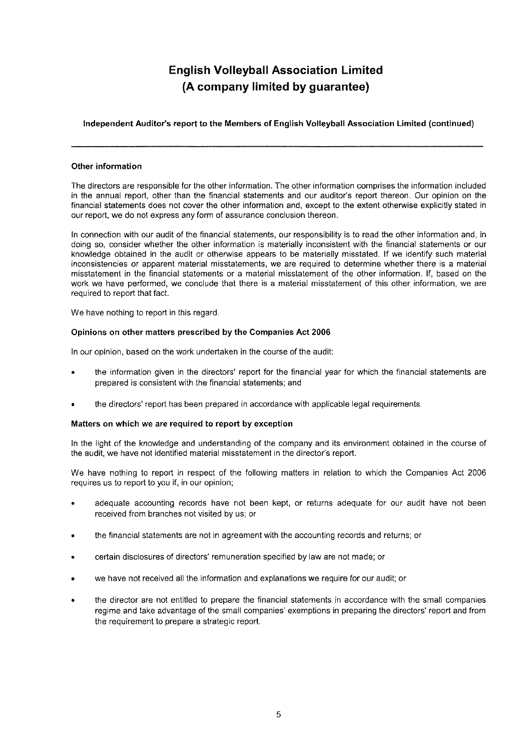# English Volleyball Association Limited
# (A company limited by guarantee)

**Independent Auditor's report to the Members of English Volleyball Association Limited (continued)**

---

**Other information**

The directors are responsible for the other information. The other information comprises the information included in the annual report, other than the financial statements and our auditor's report thereon. Our opinion on the financial statements does not cover the other information and, except to the extent otherwise explicitly stated in our report, we do not express any form of assurance conclusion thereon.

In connection with our audit of the financial statements, our responsibility is to read the other information and, in doing so, consider whether the other information is materially inconsistent with the financial statements or our knowledge obtained in the audit or otherwise appears to be materially misstated. If we identify such material inconsistencies or apparent material misstatements, we are required to determine whether there is a material misstatement in the financial statements or a material misstatement of the other information. If, based on the work we have performed, we conclude that there is a material misstatement of this other information, we are required to report that fact.

We have nothing to report in this regard.

**Opinions on other matters prescribed by the Companies Act 2006**

In our opinion, based on the work undertaken in the course of the audit:

- the information given in the directors' report for the financial year for which the financial statements are prepared is consistent with the financial statements; and
- the directors' report has been prepared in accordance with applicable legal requirements.

**Matters on which we are required to report by exception**

In the light of the knowledge and understanding of the company and its environment obtained in the course of the audit, we have not identified material misstatement in the director's report.

We have nothing to report in respect of the following matters in relation to which the Companies Act 2006 requires us to report to you if, in our opinion;

- adequate accounting records have not been kept, or returns adequate for our audit have not been received from branches not visited by us; or
- the financial statements are not in agreement with the accounting records and returns; or
- certain disclosures of directors' remuneration specified by law are not made; or
- we have not received all the information and explanations we require for our audit; or
- the director are not entitled to prepare the financial statements in accordance with the small companies regime and take advantage of the small companies' exemptions in preparing the directors' report and from the requirement to prepare a strategic report.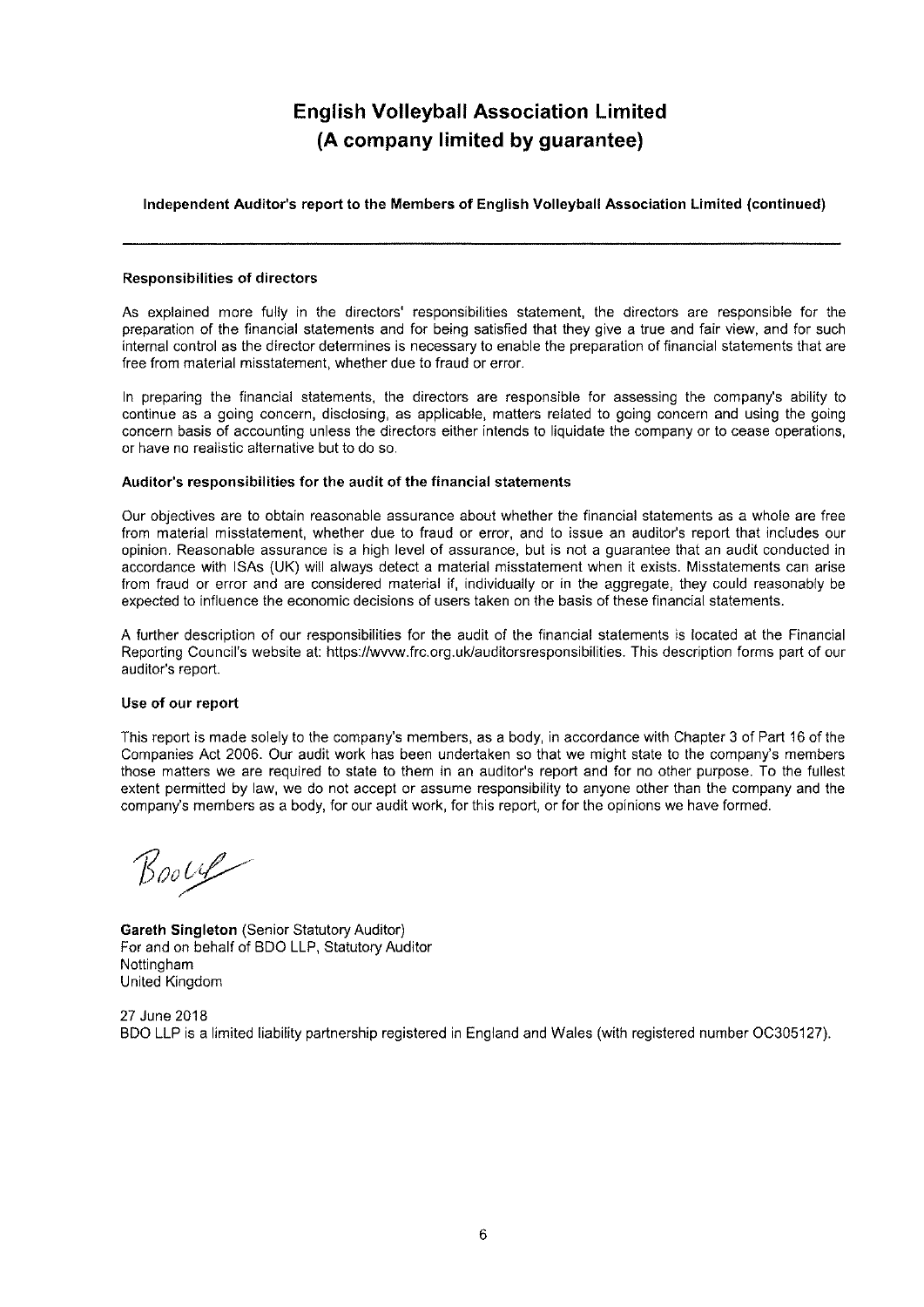# English Volleyball Association Limited
# (A company limited by guarantee)

**Independent Auditor's report to the Members of English Volleyball Association Limited (continued)**

---

**Responsibilities of directors**

As explained more fully in the directors' responsibilities statement, the directors are responsible for the preparation of the financial statements and for being satisfied that they give a true and fair view, and for such internal control as the director determines is necessary to enable the preparation of financial statements that are free from material misstatement, whether due to fraud or error.

In preparing the financial statements, the directors are responsible for assessing the company's ability to continue as a going concern, disclosing, as applicable, matters related to going concern and using the going concern basis of accounting unless the directors either intends to liquidate the company or to cease operations, or have no realistic alternative but to do so.

**Auditor's responsibilities for the audit of the financial statements**

Our objectives are to obtain reasonable assurance about whether the financial statements as a whole are free from material misstatement, whether due to fraud or error, and to issue an auditor's report that includes our opinion. Reasonable assurance is a high level of assurance, but is not a guarantee that an audit conducted in accordance with ISAs (UK) will always detect a material misstatement when it exists. Misstatements can arise from fraud or error and are considered material if, individually or in the aggregate, they could reasonably be expected to influence the economic decisions of users taken on the basis of these financial statements.

A further description of our responsibilities for the audit of the financial statements is located at the Financial Reporting Council's website at: https://www.frc.org.uk/auditorsresponsibilities. This description forms part of our auditor's report.

**Use of our report**

This report is made solely to the company's members, as a body, in accordance with Chapter 3 of Part 16 of the Companies Act 2006. Our audit work has been undertaken so that we might state to the company's members those matters we are required to state to them in an auditor's report and for no other purpose. To the fullest extent permitted by law, we do not accept or assume responsibility to anyone other than the company and the company's members as a body, for our audit work, for this report, or for the opinions we have formed.

BDO LLP

**Gareth Singleton** (Senior Statutory Auditor)
For and on behalf of BDO LLP, Statutory Auditor
Nottingham
United Kingdom

27 June 2018
BDO LLP is a limited liability partnership registered in England and Wales (with registered number OC305127).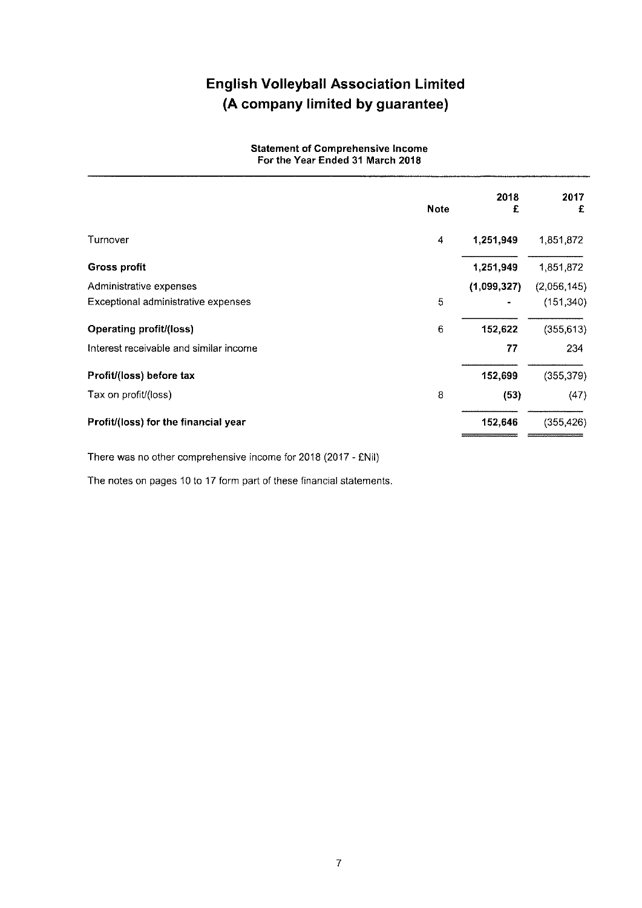# English Volleyball Association Limited
# (A company limited by guarantee)

**Statement of Comprehensive Income**
**For the Year Ended 31 March 2018**

| | Note | 2018<br>£ | 2017<br>£ |
|---|---|---|---|
| Turnover | 4 | **1,251,949** | 1,851,872 |
| **Gross profit** | | **1,251,949** | 1,851,872 |
| Administrative expenses | | **(1,099,327)** | (2,056,145) |
| Exceptional administrative expenses | 5 | **-** | (151,340) |
| **Operating profit/(loss)** | 6 | **152,622** | (355,613) |
| Interest receivable and similar income | | **77** | 234 |
| **Profit/(loss) before tax** | | **152,699** | (355,379) |
| Tax on profit/(loss) | 8 | **(53)** | (47) |
| **Profit/(loss) for the financial year** | | **152,646** | (355,426) |

There was no other comprehensive income for 2018 (2017 - £Nil)

The notes on pages 10 to 17 form part of these financial statements.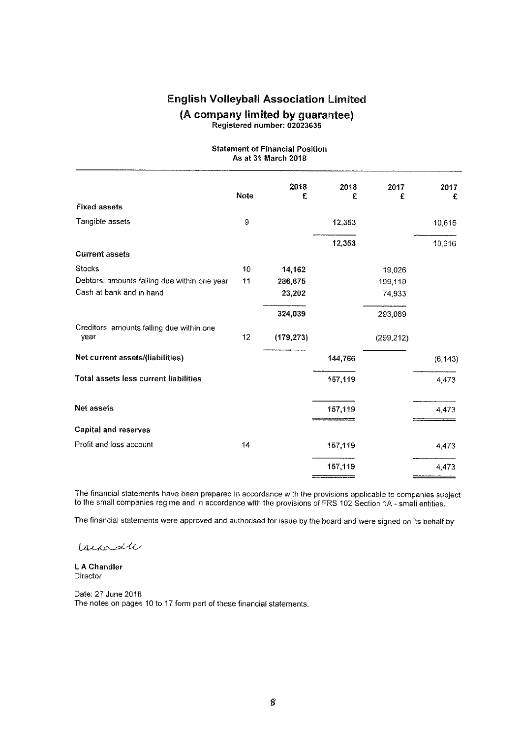# English Volleyball Association Limited

## (A company limited by guarantee)

**Registered number: 02023635**

**Statement of Financial Position**
**As at 31 March 2018**

| | Note | 2018 £ | 2018 £ | 2017 £ | 2017 £ |
|---|---|---|---|---|---|
| **Fixed assets** | | | | | |
| Tangible assets | 9 | | 12,353 | | 10,616 |
| | | | 12,353 | | 10,616 |
| **Current assets** | | | | | |
| Stocks | 10 | **14,162** | | 19,026 | |
| Debtors: amounts falling due within one year | 11 | **286,675** | | 199,110 | |
| Cash at bank and in hand | | **23,202** | | 74,933 | |
| | | **324,039** | | 293,069 | |
| Creditors: amounts falling due within one year | 12 | **(179,273)** | | (299,212) | |
| **Net current assets/(liabilities)** | | | **144,766** | | (6,143) |
| **Total assets less current liabilities** | | | **157,119** | | 4,473 |
| **Net assets** | | | **157,119** | | 4,473 |
| **Capital and reserves** | | | | | |
| Profit and loss account | 14 | | 157,119 | | 4,473 |
| | | | **157,119** | | 4,473 |

The financial statements have been prepared in accordance with the provisions applicable to companies subject to the small companies regime and in accordance with the provisions of FRS 102 Section 1A - small entities.

The financial statements were approved and authorised for issue by the board and were signed on its behalf by:

**L A Chandler**
Director

Date: 27 June 2018
The notes on pages 10 to 17 form part of these financial statements.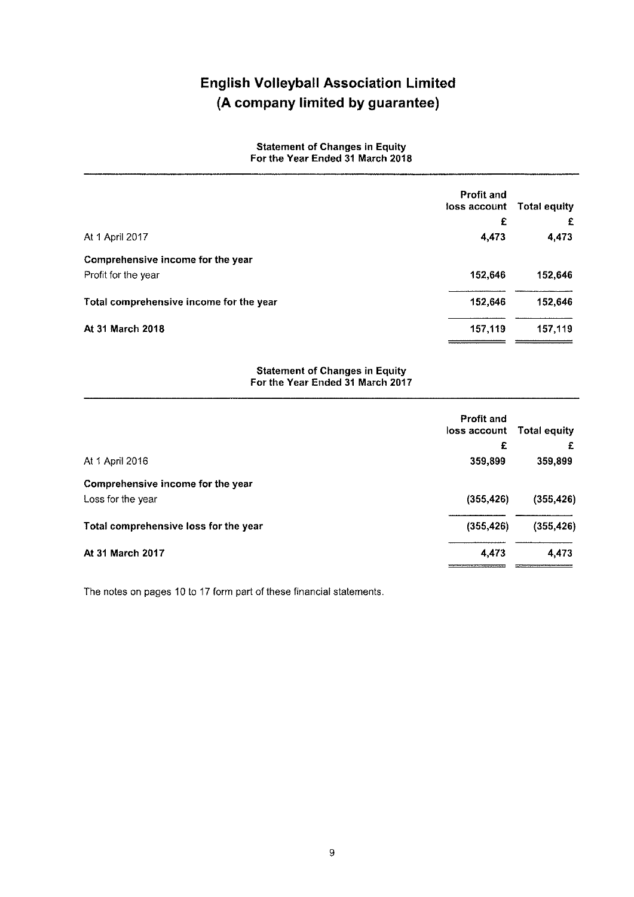# English Volleyball Association Limited
# (A company limited by guarantee)

### Statement of Changes in Equity
### For the Year Ended 31 March 2018

| | Profit and loss account | Total equity |
|---|---|---|
| | £ | £ |
| At 1 April 2017 | 4,473 | 4,473 |
| **Comprehensive income for the year** | | |
| Profit for the year | 152,646 | 152,646 |
| **Total comprehensive income for the year** | 152,646 | 152,646 |
| **At 31 March 2018** | 157,119 | 157,119 |

### Statement of Changes in Equity
### For the Year Ended 31 March 2017

| | Profit and loss account | Total equity |
|---|---|---|
| | £ | £ |
| At 1 April 2016 | 359,899 | 359,899 |
| **Comprehensive income for the year** | | |
| Loss for the year | (355,426) | (355,426) |
| **Total comprehensive loss for the year** | (355,426) | (355,426) |
| **At 31 March 2017** | 4,473 | 4,473 |

The notes on pages 10 to 17 form part of these financial statements.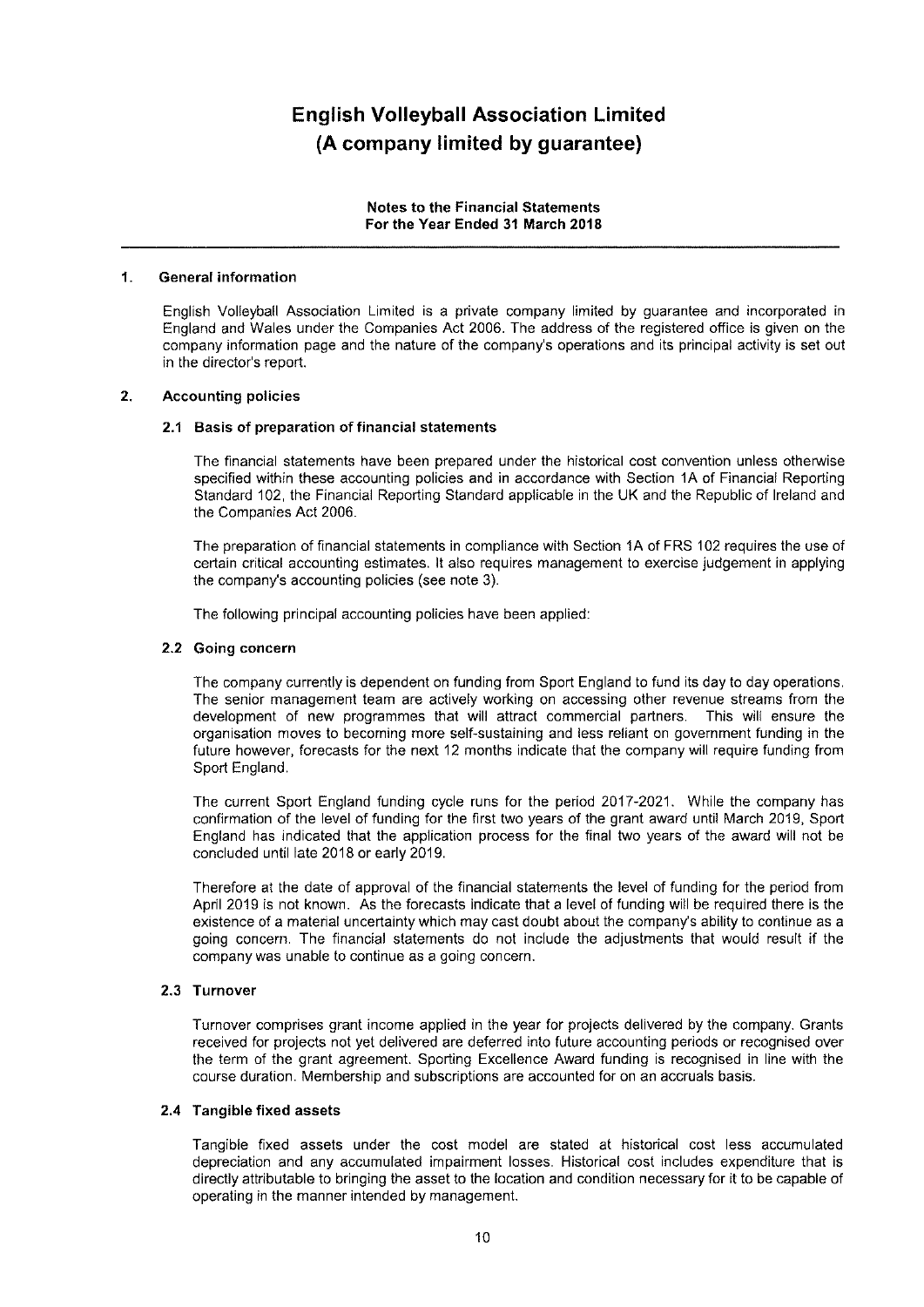# English Volleyball Association Limited
# (A company limited by guarantee)

**Notes to the Financial Statements**
**For the Year Ended 31 March 2018**

## 1. General information

English Volleyball Association Limited is a private company limited by guarantee and incorporated in England and Wales under the Companies Act 2006. The address of the registered office is given on the company information page and the nature of the company's operations and its principal activity is set out in the director's report.

## 2. Accounting policies

### 2.1 Basis of preparation of financial statements

The financial statements have been prepared under the historical cost convention unless otherwise specified within these accounting policies and in accordance with Section 1A of Financial Reporting Standard 102, the Financial Reporting Standard applicable in the UK and the Republic of Ireland and the Companies Act 2006.

The preparation of financial statements in compliance with Section 1A of FRS 102 requires the use of certain critical accounting estimates. It also requires management to exercise judgement in applying the company's accounting policies (see note 3).

The following principal accounting policies have been applied:

### 2.2 Going concern

The company currently is dependent on funding from Sport England to fund its day to day operations. The senior management team are actively working on accessing other revenue streams from the development of new programmes that will attract commercial partners. This will ensure the organisation moves to becoming more self-sustaining and less reliant on government funding in the future however, forecasts for the next 12 months indicate that the company will require funding from Sport England.

The current Sport England funding cycle runs for the period 2017-2021. While the company has confirmation of the level of funding for the first two years of the grant award until March 2019, Sport England has indicated that the application process for the final two years of the award will not be concluded until late 2018 or early 2019.

Therefore at the date of approval of the financial statements the level of funding for the period from April 2019 is not known. As the forecasts indicate that a level of funding will be required there is the existence of a material uncertainty which may cast doubt about the company's ability to continue as a going concern. The financial statements do not include the adjustments that would result if the company was unable to continue as a going concern.

### 2.3 Turnover

Turnover comprises grant income applied in the year for projects delivered by the company. Grants received for projects not yet delivered are deferred into future accounting periods or recognised over the term of the grant agreement. Sporting Excellence Award funding is recognised in line with the course duration. Membership and subscriptions are accounted for on an accruals basis.

### 2.4 Tangible fixed assets

Tangible fixed assets under the cost model are stated at historical cost less accumulated depreciation and any accumulated impairment losses. Historical cost includes expenditure that is directly attributable to bringing the asset to the location and condition necessary for it to be capable of operating in the manner intended by management.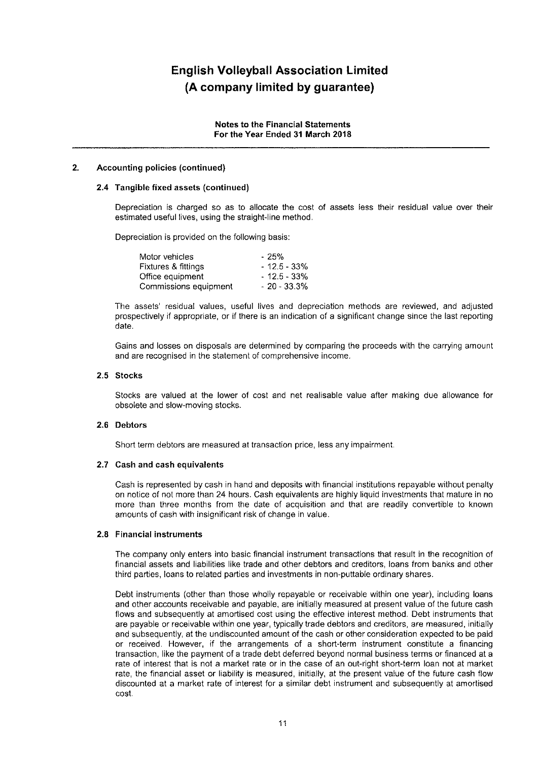# English Volleyball Association Limited
# (A company limited by guarantee)

**Notes to the Financial Statements**
**For the Year Ended 31 March 2018**

## 2. Accounting policies (continued)

### 2.4 Tangible fixed assets (continued)

Depreciation is charged so as to allocate the cost of assets less their residual value over their estimated useful lives, using the straight-line method.

Depreciation is provided on the following basis:

| | |
|---|---|
| Motor vehicles | - 25% |
| Fixtures & fittings | - 12.5 - 33% |
| Office equipment | - 12.5 - 33% |
| Commissions equipment | - 20 - 33.3% |

The assets' residual values, useful lives and depreciation methods are reviewed, and adjusted prospectively if appropriate, or if there is an indication of a significant change since the last reporting date.

Gains and losses on disposals are determined by comparing the proceeds with the carrying amount and are recognised in the statement of comprehensive income.

### 2.5 Stocks

Stocks are valued at the lower of cost and net realisable value after making due allowance for obsolete and slow-moving stocks.

### 2.6 Debtors

Short term debtors are measured at transaction price, less any impairment.

### 2.7 Cash and cash equivalents

Cash is represented by cash in hand and deposits with financial institutions repayable without penalty on notice of not more than 24 hours. Cash equivalents are highly liquid investments that mature in no more than three months from the date of acquisition and that are readily convertible to known amounts of cash with insignificant risk of change in value.

### 2.8 Financial instruments

The company only enters into basic financial instrument transactions that result in the recognition of financial assets and liabilities like trade and other debtors and creditors, loans from banks and other third parties, loans to related parties and investments in non-puttable ordinary shares.

Debt instruments (other than those wholly repayable or receivable within one year), including loans and other accounts receivable and payable, are initially measured at present value of the future cash flows and subsequently at amortised cost using the effective interest method. Debt instruments that are payable or receivable within one year, typically trade debtors and creditors, are measured, initially and subsequently, at the undiscounted amount of the cash or other consideration expected to be paid or received. However, if the arrangements of a short-term instrument constitute a financing transaction, like the payment of a trade debt deferred beyond normal business terms or financed at a rate of interest that is not a market rate or in the case of an out-right short-term loan not at market rate, the financial asset or liability is measured, initially, at the present value of the future cash flow discounted at a market rate of interest for a similar debt instrument and subsequently at amortised cost.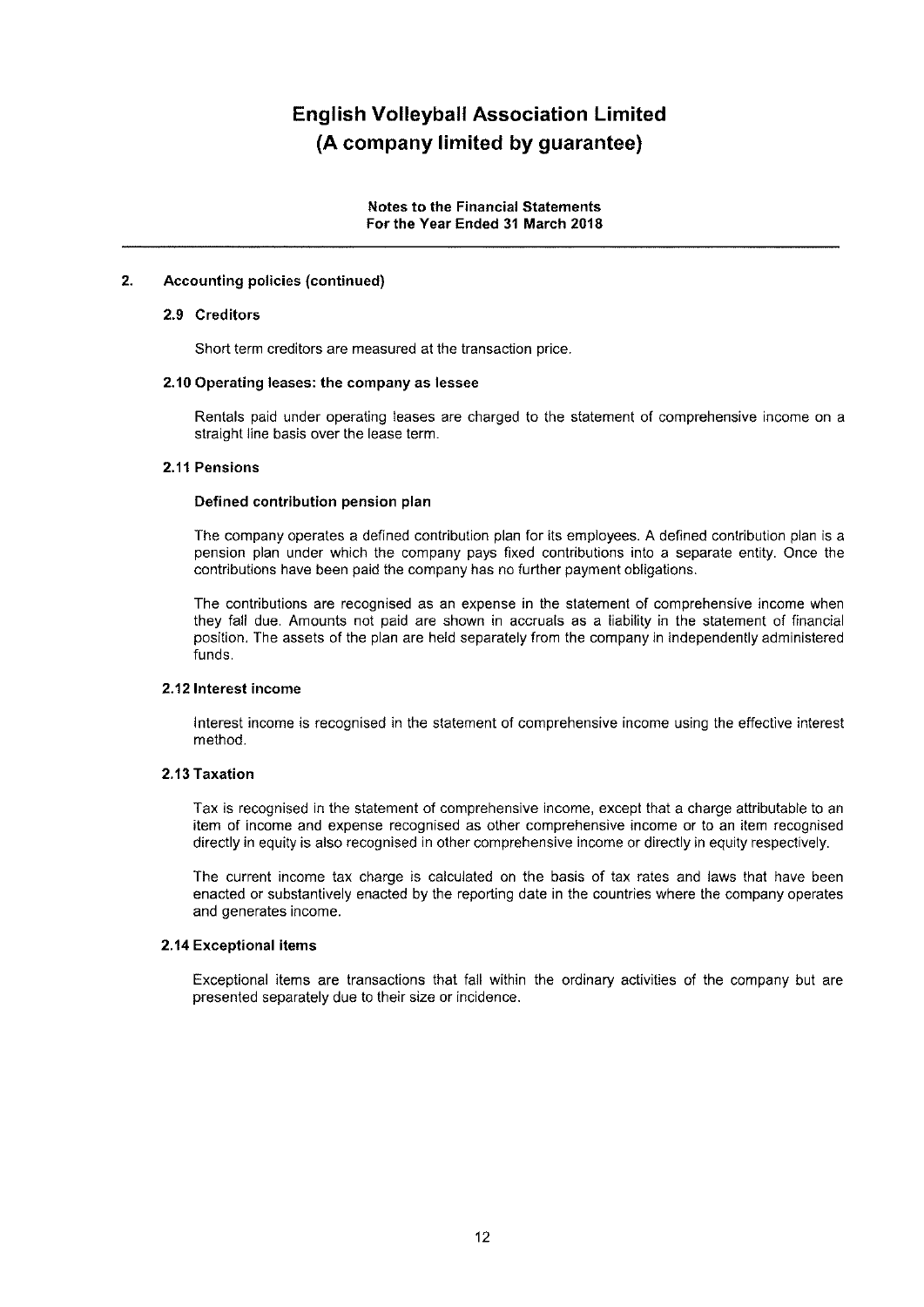# English Volleyball Association Limited
# (A company limited by guarantee)

**Notes to the Financial Statements**
**For the Year Ended 31 March 2018**

## 2. Accounting policies (continued)

### 2.9 Creditors

Short term creditors are measured at the transaction price.

### 2.10 Operating leases: the company as lessee

Rentals paid under operating leases are charged to the statement of comprehensive income on a straight line basis over the lease term.

### 2.11 Pensions

**Defined contribution pension plan**

The company operates a defined contribution plan for its employees. A defined contribution plan is a pension plan under which the company pays fixed contributions into a separate entity. Once the contributions have been paid the company has no further payment obligations.

The contributions are recognised as an expense in the statement of comprehensive income when they fall due. Amounts not paid are shown in accruals as a liability in the statement of financial position. The assets of the plan are held separately from the company in independently administered funds.

### 2.12 Interest income

Interest income is recognised in the statement of comprehensive income using the effective interest method.

### 2.13 Taxation

Tax is recognised in the statement of comprehensive income, except that a charge attributable to an item of income and expense recognised as other comprehensive income or to an item recognised directly in equity is also recognised in other comprehensive income or directly in equity respectively.

The current income tax charge is calculated on the basis of tax rates and laws that have been enacted or substantively enacted by the reporting date in the countries where the company operates and generates income.

### 2.14 Exceptional items

Exceptional items are transactions that fall within the ordinary activities of the company but are presented separately due to their size or incidence.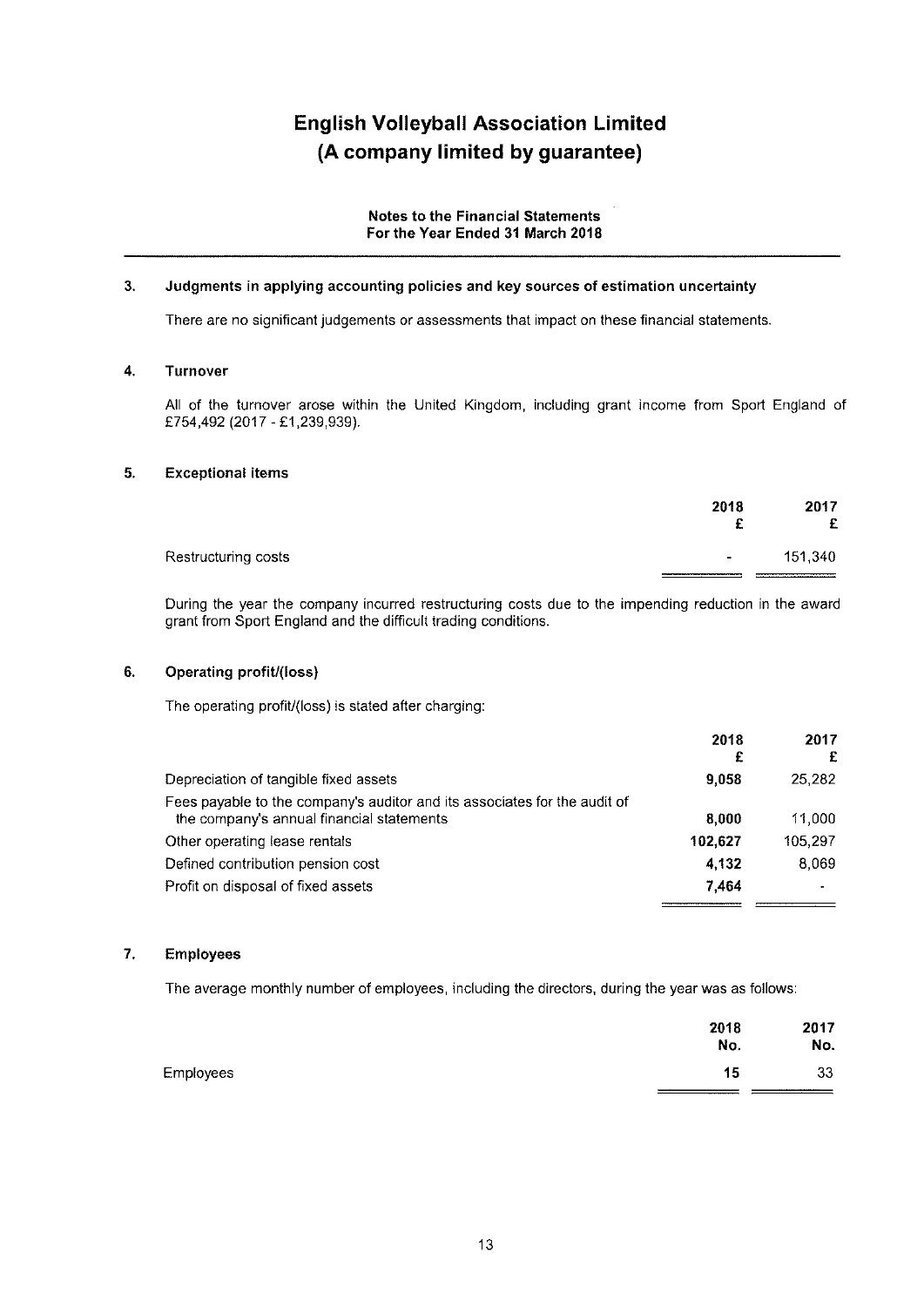# English Volleyball Association Limited
# (A company limited by guarantee)

**Notes to the Financial Statements**
**For the Year Ended 31 March 2018**

## 3. Judgments in applying accounting policies and key sources of estimation uncertainty

There are no significant judgements or assessments that impact on these financial statements.

## 4. Turnover

All of the turnover arose within the United Kingdom, including grant income from Sport England of £754,492 (2017 - £1,239,939).

## 5. Exceptional items

| | 2018 £ | 2017 £ |
|---|---|---|
| Restructuring costs | - | 151,340 |

During the year the company incurred restructuring costs due to the impending reduction in the award grant from Sport England and the difficult trading conditions.

## 6. Operating profit/(loss)

The operating profit/(loss) is stated after charging:

| | 2018 £ | 2017 £ |
|---|---|---|
| Depreciation of tangible fixed assets | **9,058** | 25,282 |
| Fees payable to the company's auditor and its associates for the audit of the company's annual financial statements | **8,000** | 11,000 |
| Other operating lease rentals | **102,627** | 105,297 |
| Defined contribution pension cost | **4,132** | 8,069 |
| Profit on disposal of fixed assets | **7,464** | - |

## 7. Employees

The average monthly number of employees, including the directors, during the year was as follows:

| | 2018 No. | 2017 No. |
|---|---|---|
| Employees | **15** | 33 |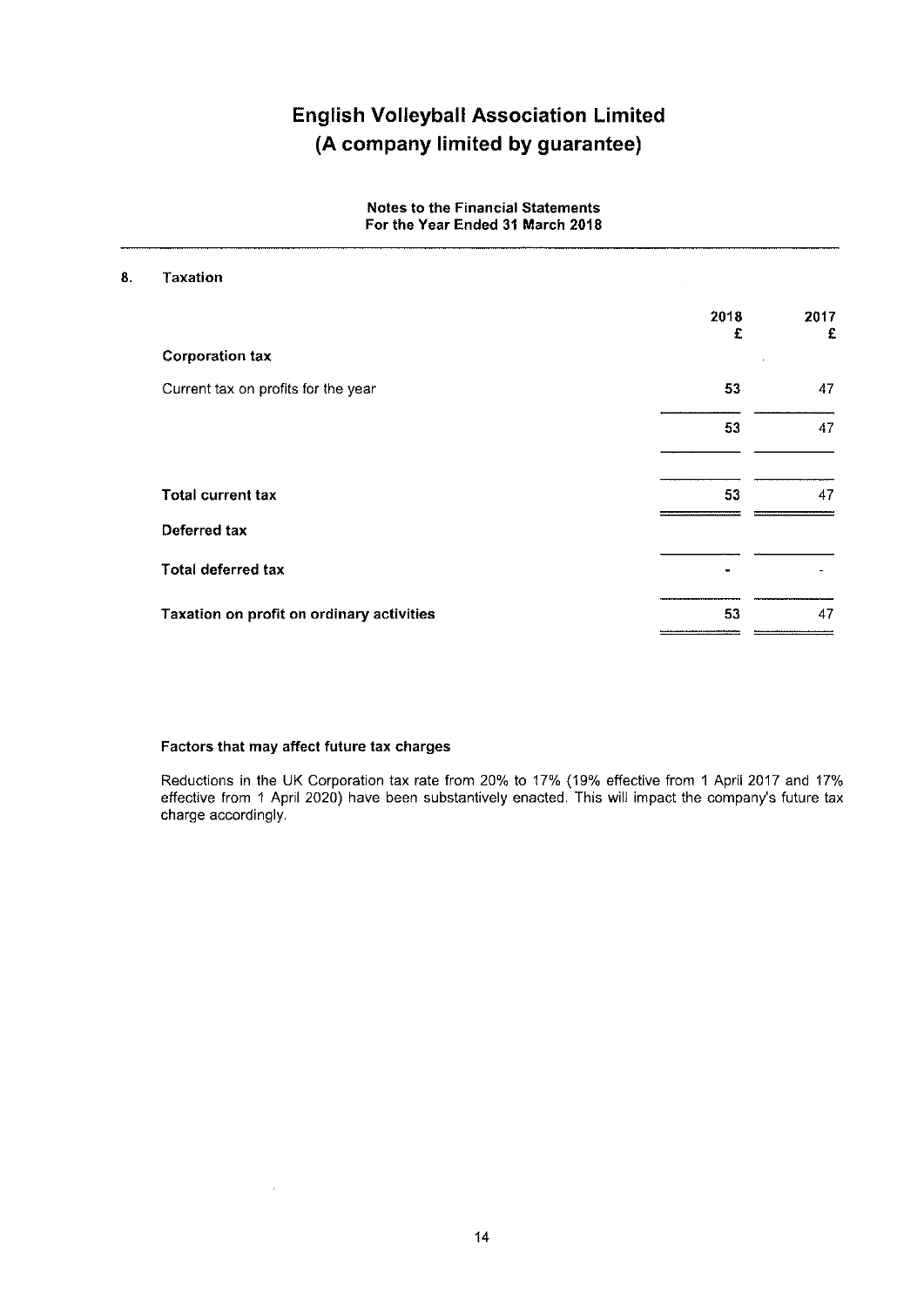# English Volleyball Association Limited
# (A company limited by guarantee)

**Notes to the Financial Statements**
**For the Year Ended 31 March 2018**

## 8. Taxation

| | 2018 £ | 2017 £ |
|---|---|---|
| **Corporation tax** | | |
| Current tax on profits for the year | 53 | 47 |
| | 53 | 47 |
| **Total current tax** | 53 | 47 |
| **Deferred tax** | | |
| **Total deferred tax** | - | - |
| **Taxation on profit on ordinary activities** | 53 | 47 |

**Factors that may affect future tax charges**

Reductions in the UK Corporation tax rate from 20% to 17% (19% effective from 1 April 2017 and 17% effective from 1 April 2020) have been substantively enacted. This will impact the company's future tax charge accordingly.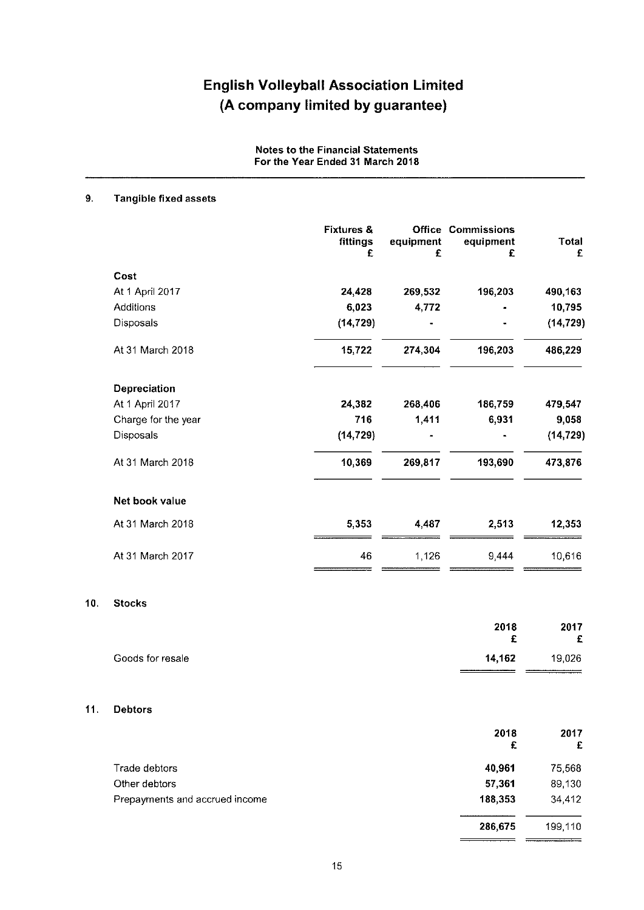# English Volleyball Association Limited
# (A company limited by guarantee)

**Notes to the Financial Statements**
**For the Year Ended 31 March 2018**

## 9. Tangible fixed assets

| | Fixtures & fittings £ | Office equipment £ | Commissions equipment £ | Total £ |
|---|---|---|---|---|
| **Cost** | | | | |
| At 1 April 2017 | **24,428** | **269,532** | **196,203** | **490,163** |
| Additions | **6,023** | **4,772** | **-** | **10,795** |
| Disposals | **(14,729)** | **-** | **-** | **(14,729)** |
| At 31 March 2018 | **15,722** | **274,304** | **196,203** | **486,229** |
| **Depreciation** | | | | |
| At 1 April 2017 | **24,382** | **268,406** | **186,759** | **479,547** |
| Charge for the year | **716** | **1,411** | **6,931** | **9,058** |
| Disposals | **(14,729)** | **-** | **-** | **(14,729)** |
| At 31 March 2018 | **10,369** | **269,817** | **193,690** | **473,876** |
| **Net book value** | | | | |
| At 31 March 2018 | **5,353** | **4,487** | **2,513** | **12,353** |
| At 31 March 2017 | 46 | 1,126 | 9,444 | 10,616 |

## 10. Stocks

| | 2018 £ | 2017 £ |
|---|---|---|
| Goods for resale | **14,162** | 19,026 |

## 11. Debtors

| | 2018 £ | 2017 £ |
|---|---|---|
| Trade debtors | **40,961** | 75,568 |
| Other debtors | **57,361** | 89,130 |
| Prepayments and accrued income | **188,353** | 34,412 |
| | **286,675** | 199,110 |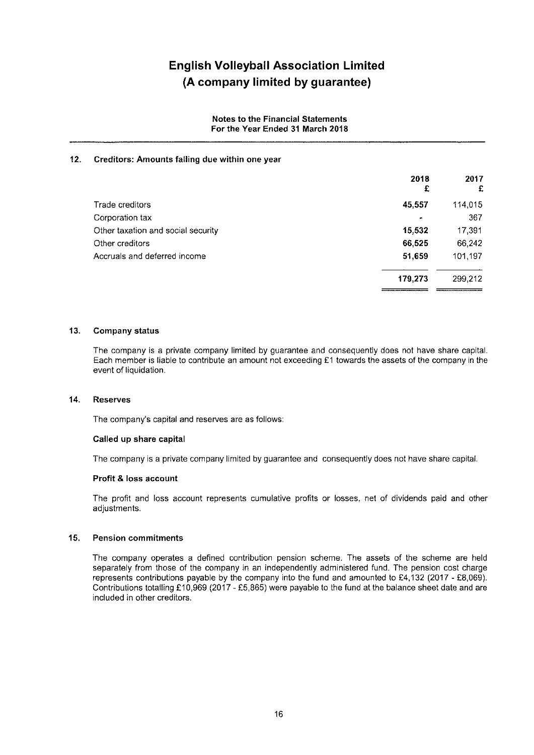# English Volleyball Association Limited
# (A company limited by guarantee)

**Notes to the Financial Statements**
**For the Year Ended 31 March 2018**

## 12. Creditors: Amounts falling due within one year

| | 2018 £ | 2017 £ |
|---|---|---|
| Trade creditors | **45,557** | 114,015 |
| Corporation tax | **-** | 367 |
| Other taxation and social security | **15,532** | 17,391 |
| Other creditors | **66,525** | 66,242 |
| Accruals and deferred income | **51,659** | 101,197 |
| | **179,273** | 299,212 |

## 13. Company status

The company is a private company limited by guarantee and consequently does not have share capital. Each member is liable to contribute an amount not exceeding £1 towards the assets of the company in the event of liquidation.

## 14. Reserves

The company's capital and reserves are as follows:

**Called up share capital**

The company is a private company limited by guarantee and consequently does not have share capital.

**Profit & loss account**

The profit and loss account represents cumulative profits or losses, net of dividends paid and other adjustments.

## 15. Pension commitments

The company operates a defined contribution pension scheme. The assets of the scheme are held separately from those of the company in an independently administered fund. The pension cost charge represents contributions payable by the company into the fund and amounted to £4,132 (2017 - £8,069). Contributions totalling £10,969 (2017 - £5,865) were payable to the fund at the balance sheet date and are included in other creditors.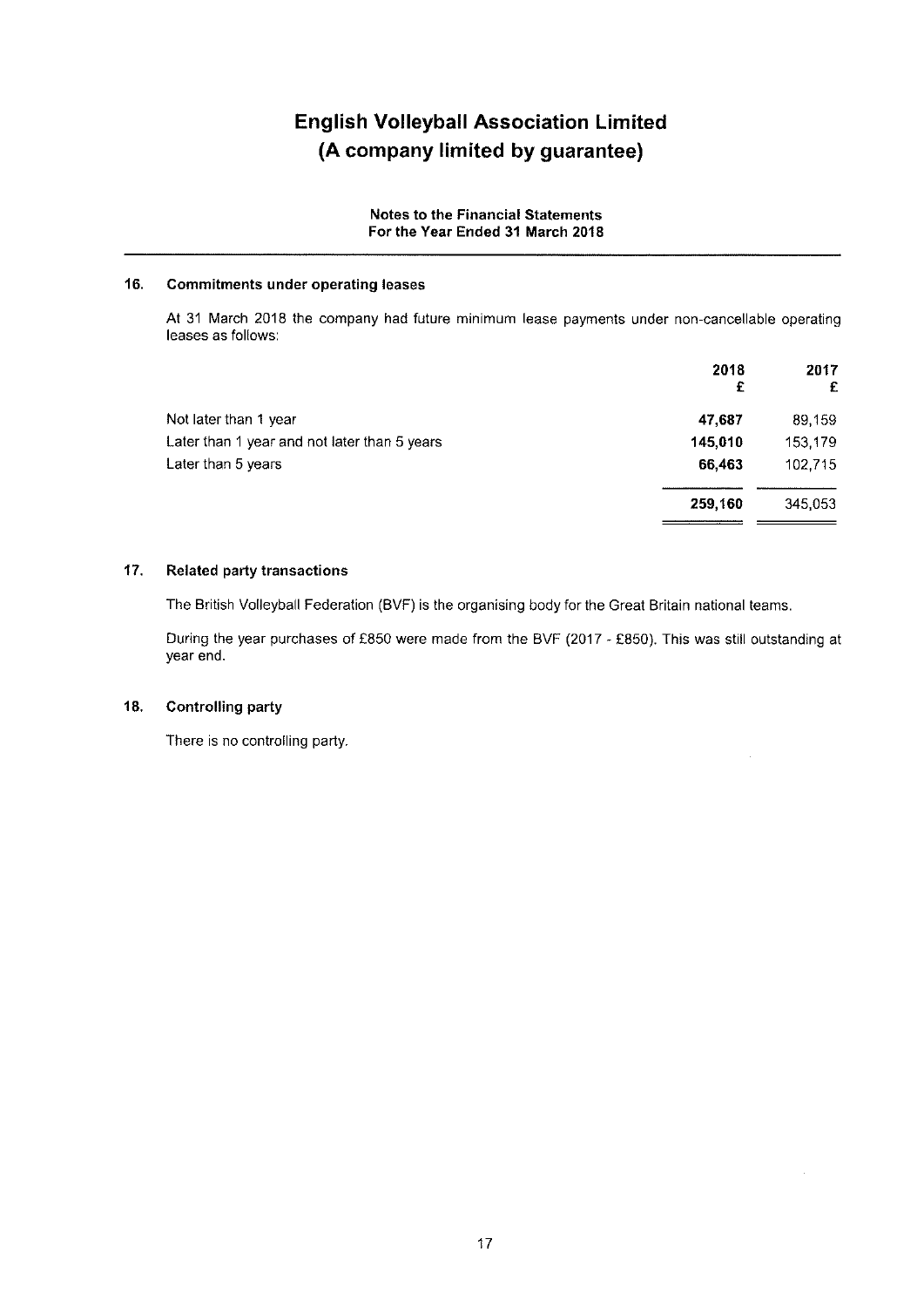# English Volleyball Association Limited
# (A company limited by guarantee)

**Notes to the Financial Statements**
**For the Year Ended 31 March 2018**

## 16. Commitments under operating leases

At 31 March 2018 the company had future minimum lease payments under non-cancellable operating leases as follows:

| | 2018<br>£ | 2017<br>£ |
|---|---|---|
| Not later than 1 year | **47,687** | 89,159 |
| Later than 1 year and not later than 5 years | **145,010** | 153,179 |
| Later than 5 years | **66,463** | 102,715 |
| | **259,160** | 345,053 |

## 17. Related party transactions

The British Volleyball Federation (BVF) is the organising body for the Great Britain national teams.

During the year purchases of £850 were made from the BVF (2017 - £850). This was still outstanding at year end.

## 18. Controlling party

There is no controlling party.